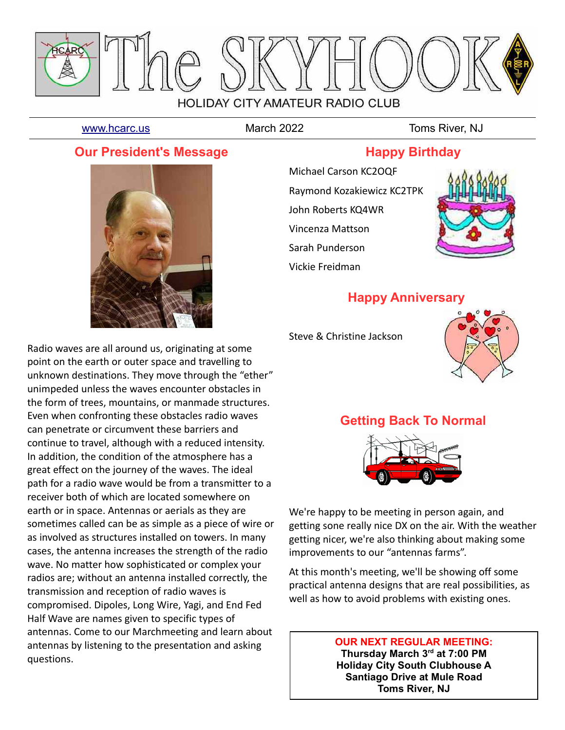# The SKYHOOK

HOLIDAY CITY AMATEUR RADIO CLUB

www.hcarc.us March 2022 Toms River, NJ

## Our President's Message

Radio waves are all around us, originating at some point on the earth or outer space and travelling to unknown destinations. They move through the "ether" unimpeded unless the waves encounter obstacles in the form of trees, mountains, or manmade structures. Even when confronting these obstacles radio waves can penetrate or circumvent these barriers and continue to travel, although with a reduced intensity. In addition, the condition of the atmosphere has a great effect on the journey of the waves. The ideal path for a radio wave would be from a transmitter to a receiver both of which are located somewhere on earth or in space. Antennas or aerials as they are sometimes called can be as simple as a piece of wire or as involved as structures installed on towers. In many cases, the antenna increases the strength of the radio wave. No matter how sophisticated or complex your radios are; without an antenna installed correctly, the transmission and reception of radio waves is compromised. Dipoles, Long Wire, Yagi, and End Fed Half Wave are names given to specific types of antennas. Come to our Marchmeeting and learn about antennas by listening to the presentation and asking questions.

## Happy Birthday

Michael Carson KC2OQF

Raymond Kozakiewicz KC2TPK

John Roberts KQ4WR

Vincenza Mattson

Sarah Punderson

Vickie Freidman

## Happy Anniversary

Steve & Christine Jackson

## Getting Back To Normal

We're happy to be meeting in person again, and getting sone really nice DX on the air. With the weather getting nicer, we're also thinking about making some improvements to our "antennas farms".

At this month's meeting, we'll be showing off some practical antenna designs that are real possibilities, as well as how to avoid problems with existing ones.

**OUR NEXT REGULAR MEETING:**
**Thursday March 3rd at 7:00 PM**
**Holiday City South Clubhouse A**
**Santiago Drive at Mule Road**
**Toms River, NJ**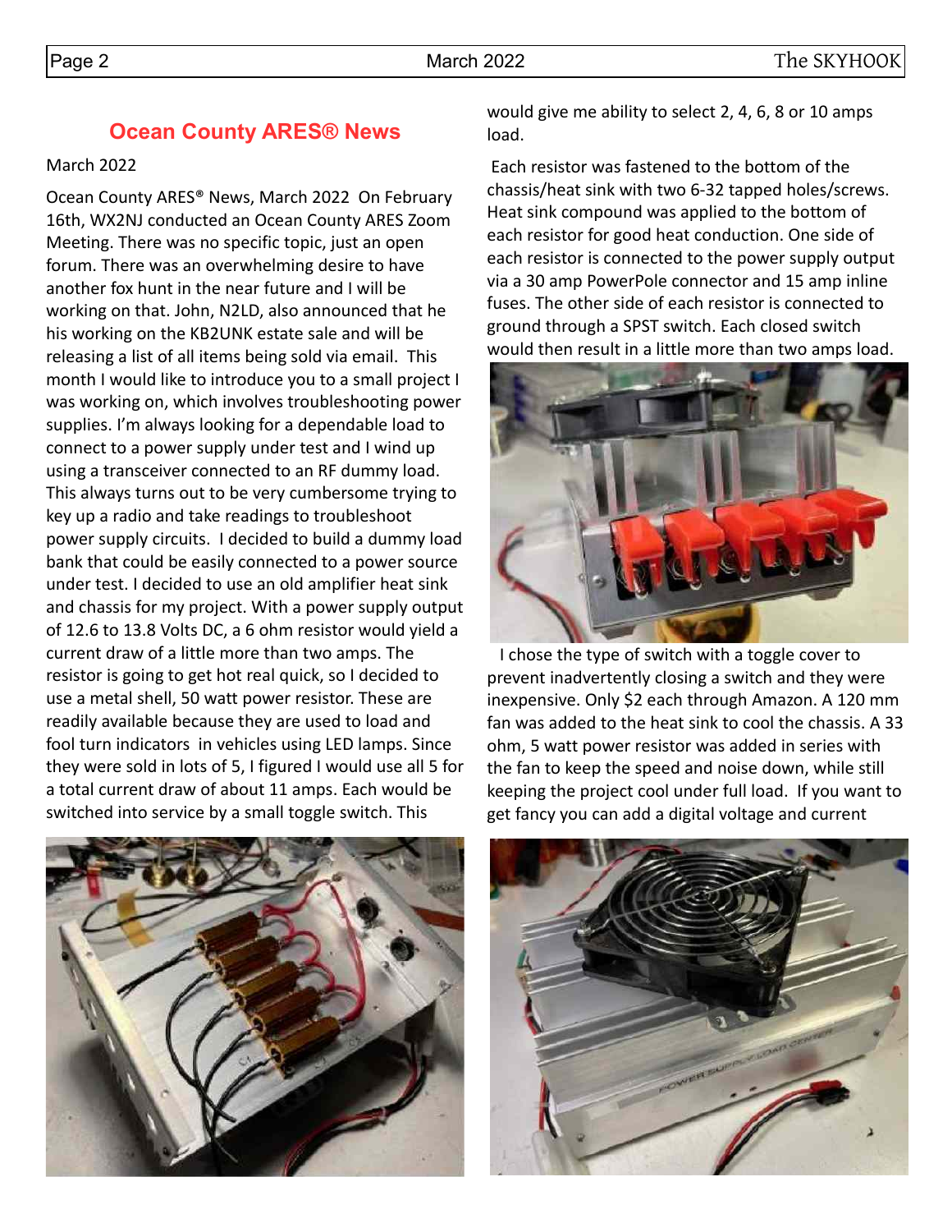## Ocean County ARES® News

March 2022

Ocean County ARES® News, March 2022 On February 16th, WX2NJ conducted an Ocean County ARES Zoom Meeting. There was no specific topic, just an open forum. There was an overwhelming desire to have another fox hunt in the near future and I will be working on that. John, N2LD, also announced that he his working on the KB2UNK estate sale and will be releasing a list of all items being sold via email. This month I would like to introduce you to a small project I was working on, which involves troubleshooting power supplies. I'm always looking for a dependable load to connect to a power supply under test and I wind up using a transceiver connected to an RF dummy load. This always turns out to be very cumbersome trying to key up a radio and take readings to troubleshoot power supply circuits. I decided to build a dummy load bank that could be easily connected to a power source under test. I decided to use an old amplifier heat sink and chassis for my project. With a power supply output of 12.6 to 13.8 Volts DC, a 6 ohm resistor would yield a current draw of a little more than two amps. The resistor is going to get hot real quick, so I decided to use a metal shell, 50 watt power resistor. These are readily available because they are used to load and fool turn indicators in vehicles using LED lamps. Since they were sold in lots of 5, I figured I would use all 5 for a total current draw of about 11 amps. Each would be switched into service by a small toggle switch. This would give me ability to select 2, 4, 6, 8 or 10 amps load.

Each resistor was fastened to the bottom of the chassis/heat sink with two 6-32 tapped holes/screws. Heat sink compound was applied to the bottom of each resistor for good heat conduction. One side of each resistor is connected to the power supply output via a 30 amp PowerPole connector and 15 amp inline fuses. The other side of each resistor is connected to ground through a SPST switch. Each closed switch would then result in a little more than two amps load.

I chose the type of switch with a toggle cover to prevent inadvertently closing a switch and they were inexpensive. Only $2 each through Amazon. A 120 mm fan was added to the heat sink to cool the chassis. A 33 ohm, 5 watt power resistor was added in series with the fan to keep the speed and noise down, while still keeping the project cool under full load. If you want to get fancy you can add a digital voltage and current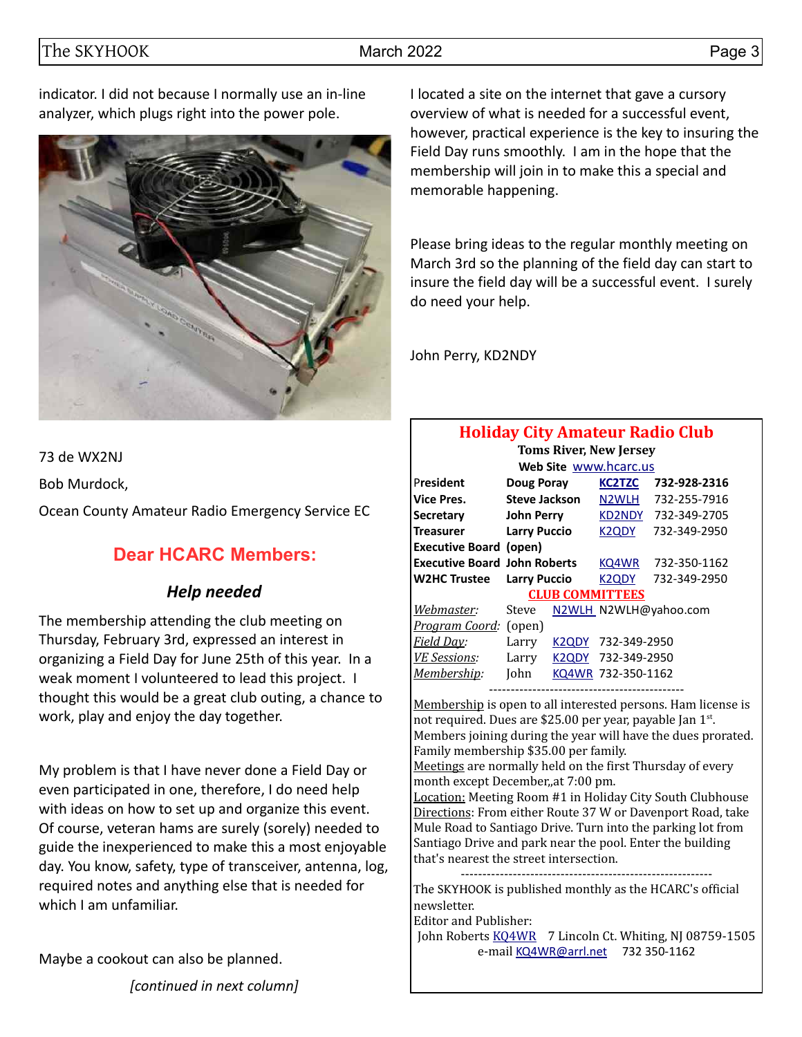indicator. I did not because I normally use an in-line analyzer, which plugs right into the power pole.

73 de WX2NJ

Bob Murdock,

Ocean County Amateur Radio Emergency Service EC

## Dear HCARC Members:

### *Help needed*

The membership attending the club meeting on Thursday, February 3rd, expressed an interest in organizing a Field Day for June 25th of this year. In a weak moment I volunteered to lead this project. I thought this would be a great club outing, a chance to work, play and enjoy the day together.

My problem is that I have never done a Field Day or even participated in one, therefore, I do need help with ideas on how to set up and organize this event. Of course, veteran hams are surely (sorely) needed to guide the inexperienced to make this a most enjoyable day. You know, safety, type of transceiver, antenna, log, required notes and anything else that is needed for which I am unfamiliar.

Maybe a cookout can also be planned.

*[continued in next column]*

I located a site on the internet that gave a cursory overview of what is needed for a successful event, however, practical experience is the key to insuring the Field Day runs smoothly. I am in the hope that the membership will join in to make this a special and memorable happening.

Please bring ideas to the regular monthly meeting on March 3rd so the planning of the field day can start to insure the field day will be a successful event. I surely do need your help.

John Perry, KD2NDY

## Holiday City Amateur Radio Club

**Toms River, New Jersey**

**Web Site** www.hcarc.us

| | | | |
|---|---|---|---|
| **President** | **Doug Poray** | **KC2TZC** | **732-928-2316** |
| **Vice Pres.** | **Steve Jackson** | N2WLH | 732-255-7916 |
| **Secretary** | **John Perry** | KD2NDY | 732-349-2705 |
| **Treasurer** | **Larry Puccio** | K2QDY | 732-349-2950 |
| **Executive Board** | **(open)** | | |
| **Executive Board** | **John Roberts** | KQ4WR | 732-350-1162 |
| **W2HC Trustee** | **Larry Puccio** | K2QDY | 732-349-2950 |

**CLUB COMMITTEES**

| | | | |
|---|---|---|---|
| *Webmaster:* | Steve | N2WLH | N2WLH@yahoo.com |
| *Program Coord:* | (open) | | |
| *Field Day:* | Larry | K2QDY | 732-349-2950 |
| *VE Sessions:* | Larry | K2QDY | 732-349-2950 |
| *Membership:* | John | KQ4WR | 732-350-1162 |

---

Membership is open to all interested persons. Ham license is not required. Dues are $25.00 per year, payable Jan 1st. Members joining during the year will have the dues prorated. Family membership $35.00 per family.

Meetings are normally held on the first Thursday of every month except December,,at 7:00 pm.

Location: Meeting Room #1 in Holiday City South Clubhouse

Directions: From either Route 37 W or Davenport Road, take Mule Road to Santiago Drive. Turn into the parking lot from Santiago Drive and park near the pool. Enter the building that's nearest the street intersection.

---

The SKYHOOK is published monthly as the HCARC's official newsletter.

Editor and Publisher:

John Roberts KQ4WR 7 Lincoln Ct. Whiting, NJ 08759-1505

e-mail KQ4WR@arrl.net 732 350-1162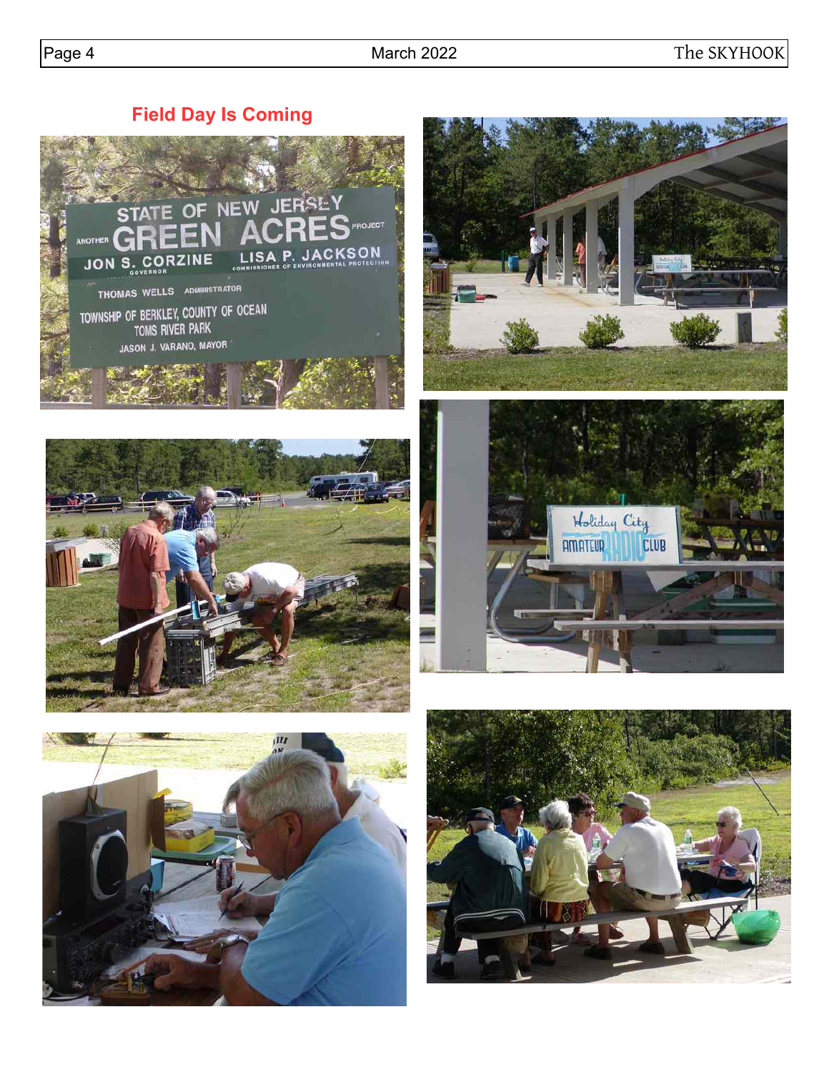## Field Day Is Coming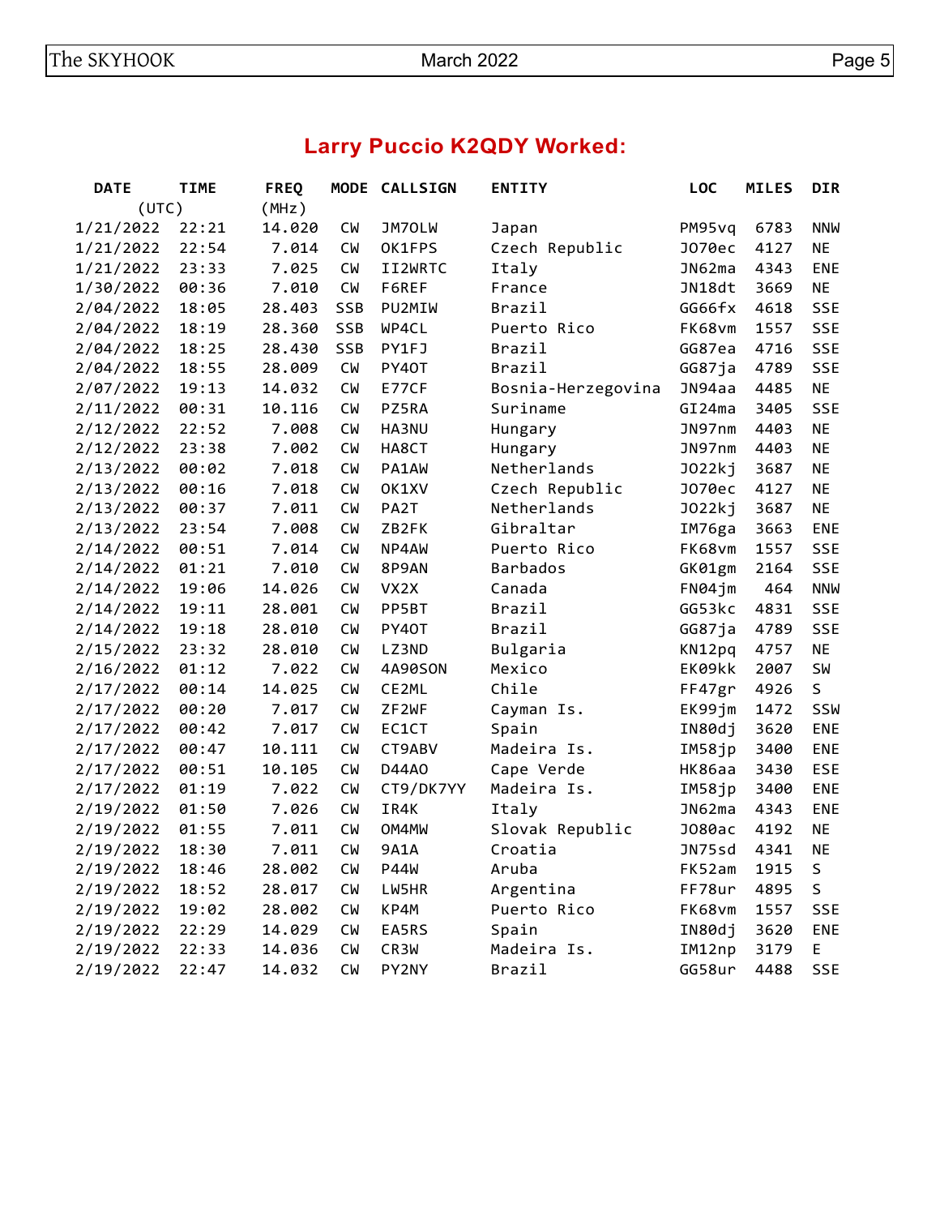## Larry Puccio K2QDY Worked:

| DATE (UTC) | TIME | FREQ (MHz) | MODE | CALLSIGN | ENTITY | LOC | MILES | DIR |
|---|---|---|---|---|---|---|---|---|
| 1/21/2022 | 22:21 | 14.020 | CW | JM7OLW | Japan | PM95vq | 6783 | NNW |
| 1/21/2022 | 22:54 | 7.014 | CW | OK1FPS | Czech Republic | JO70ec | 4127 | NE |
| 1/21/2022 | 23:33 | 7.025 | CW | II2WRTC | Italy | JN62ma | 4343 | ENE |
| 1/30/2022 | 00:36 | 7.010 | CW | F6REF | France | JN18dt | 3669 | NE |
| 2/04/2022 | 18:05 | 28.403 | SSB | PU2MIW | Brazil | GG66fx | 4618 | SSE |
| 2/04/2022 | 18:19 | 28.360 | SSB | WP4CL | Puerto Rico | FK68vm | 1557 | SSE |
| 2/04/2022 | 18:25 | 28.430 | SSB | PY1FJ | Brazil | GG87ea | 4716 | SSE |
| 2/04/2022 | 18:55 | 28.009 | CW | PY4OT | Brazil | GG87ja | 4789 | SSE |
| 2/07/2022 | 19:13 | 14.032 | CW | E77CF | Bosnia-Herzegovina | JN94aa | 4485 | NE |
| 2/11/2022 | 00:31 | 10.116 | CW | PZ5RA | Suriname | GI24ma | 3405 | SSE |
| 2/12/2022 | 22:52 | 7.008 | CW | HA3NU | Hungary | JN97nm | 4403 | NE |
| 2/12/2022 | 23:38 | 7.002 | CW | HA8CT | Hungary | JN97nm | 4403 | NE |
| 2/13/2022 | 00:02 | 7.018 | CW | PA1AW | Netherlands | JO22kj | 3687 | NE |
| 2/13/2022 | 00:16 | 7.018 | CW | OK1XV | Czech Republic | JO70ec | 4127 | NE |
| 2/13/2022 | 00:37 | 7.011 | CW | PA2T | Netherlands | JO22kj | 3687 | NE |
| 2/13/2022 | 23:54 | 7.008 | CW | ZB2FK | Gibraltar | IM76ga | 3663 | ENE |
| 2/14/2022 | 00:51 | 7.014 | CW | NP4AW | Puerto Rico | FK68vm | 1557 | SSE |
| 2/14/2022 | 01:21 | 7.010 | CW | 8P9AN | Barbados | GK01gm | 2164 | SSE |
| 2/14/2022 | 19:06 | 14.026 | CW | VX2X | Canada | FN04jm | 464 | NNW |
| 2/14/2022 | 19:11 | 28.001 | CW | PP5BT | Brazil | GG53kc | 4831 | SSE |
| 2/14/2022 | 19:18 | 28.010 | CW | PY4OT | Brazil | GG87ja | 4789 | SSE |
| 2/15/2022 | 23:32 | 28.010 | CW | LZ3ND | Bulgaria | KN12pq | 4757 | NE |
| 2/16/2022 | 01:12 | 7.022 | CW | 4A90SON | Mexico | EK09kk | 2007 | SW |
| 2/17/2022 | 00:14 | 14.025 | CW | CE2ML | Chile | FF47gr | 4926 | S |
| 2/17/2022 | 00:20 | 7.017 | CW | ZF2WF | Cayman Is. | EK99jm | 1472 | SSW |
| 2/17/2022 | 00:42 | 7.017 | CW | EC1CT | Spain | IN80dj | 3620 | ENE |
| 2/17/2022 | 00:47 | 10.111 | CW | CT9ABV | Madeira Is. | IM58jp | 3400 | ENE |
| 2/17/2022 | 00:51 | 10.105 | CW | D44AO | Cape Verde | HK86aa | 3430 | ESE |
| 2/17/2022 | 01:19 | 7.022 | CW | CT9/DK7YY | Madeira Is. | IM58jp | 3400 | ENE |
| 2/19/2022 | 01:50 | 7.026 | CW | IR4K | Italy | JN62ma | 4343 | ENE |
| 2/19/2022 | 01:55 | 7.011 | CW | OM4MW | Slovak Republic | JO80ac | 4192 | NE |
| 2/19/2022 | 18:30 | 7.011 | CW | 9A1A | Croatia | JN75sd | 4341 | NE |
| 2/19/2022 | 18:46 | 28.002 | CW | P44W | Aruba | FK52am | 1915 | S |
| 2/19/2022 | 18:52 | 28.017 | CW | LW5HR | Argentina | FF78ur | 4895 | S |
| 2/19/2022 | 19:02 | 28.002 | CW | KP4M | Puerto Rico | FK68vm | 1557 | SSE |
| 2/19/2022 | 22:29 | 14.029 | CW | EA5RS | Spain | IN80dj | 3620 | ENE |
| 2/19/2022 | 22:33 | 14.036 | CW | CR3W | Madeira Is. | IM12np | 3179 | E |
| 2/19/2022 | 22:47 | 14.032 | CW | PY2NY | Brazil | GG58ur | 4488 | SSE |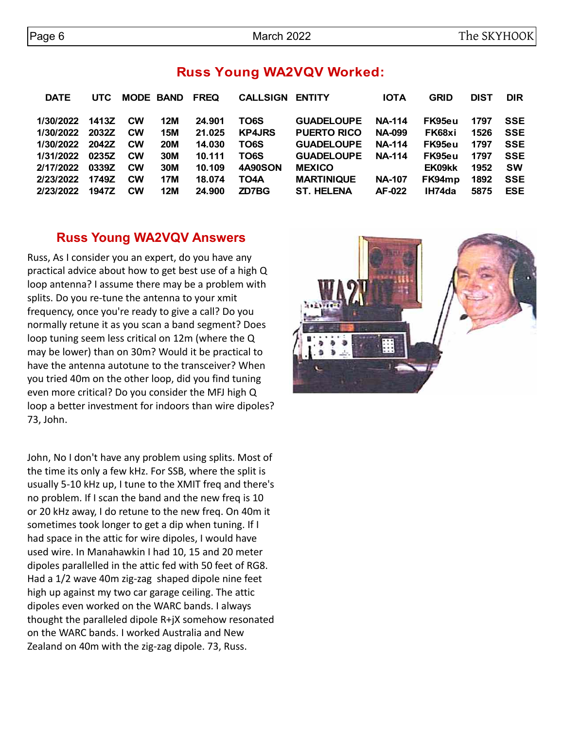## Russ Young WA2VQV Worked:

| DATE | UTC | MODE | BAND | FREQ | CALLSIGN | ENTITY | IOTA | GRID | DIST | DIR |
|---|---|---|---|---|---|---|---|---|---|---|
| 1/30/2022 | 1413Z | CW | 12M | 24.901 | TO6S | GUADELOUPE | NA-114 | FK95eu | 1797 | SSE |
| 1/30/2022 | 2032Z | CW | 15M | 21.025 | KP4JRS | PUERTO RICO | NA-099 | FK68xi | 1526 | SSE |
| 1/30/2022 | 2042Z | CW | 20M | 14.030 | TO6S | GUADELOUPE | NA-114 | FK95eu | 1797 | SSE |
| 1/31/2022 | 0235Z | CW | 30M | 10.111 | TO6S | GUADELOUPE | NA-114 | FK95eu | 1797 | SSE |
| 2/17/2022 | 0339Z | CW | 30M | 10.109 | 4A90SON | MEXICO | | EK09kk | 1952 | SW |
| 2/23/2022 | 1749Z | CW | 17M | 18.074 | TO4A | MARTINIQUE | NA-107 | FK94mp | 1892 | SSE |
| 2/23/2022 | 1947Z | CW | 12M | 24.900 | ZD7BG | ST. HELENA | AF-022 | IH74da | 5875 | ESE |

## Russ Young WA2VQV Answers

Russ, As I consider you an expert, do you have any practical advice about how to get best use of a high Q loop antenna? I assume there may be a problem with splits. Do you re-tune the antenna to your xmit frequency, once you're ready to give a call? Do you normally retune it as you scan a band segment? Does loop tuning seem less critical on 12m (where the Q may be lower) than on 30m? Would it be practical to have the antenna autotune to the transceiver? When you tried 40m on the other loop, did you find tuning even more critical? Do you consider the MFJ high Q loop a better investment for indoors than wire dipoles? 73, John.

John, No I don't have any problem using splits. Most of the time its only a few kHz. For SSB, where the split is usually 5-10 kHz up, I tune to the XMIT freq and there's no problem. If I scan the band and the new freq is 10 or 20 kHz away, I do retune to the new freq. On 40m it sometimes took longer to get a dip when tuning. If I had space in the attic for wire dipoles, I would have used wire. In Manahawkin I had 10, 15 and 20 meter dipoles parallelled in the attic fed with 50 feet of RG8. Had a 1/2 wave 40m zig-zag shaped dipole nine feet high up against my two car garage ceiling. The attic dipoles even worked on the WARC bands. I always thought the paralleled dipole R+jX somehow resonated on the WARC bands. I worked Australia and New Zealand on 40m with the zig-zag dipole. 73, Russ.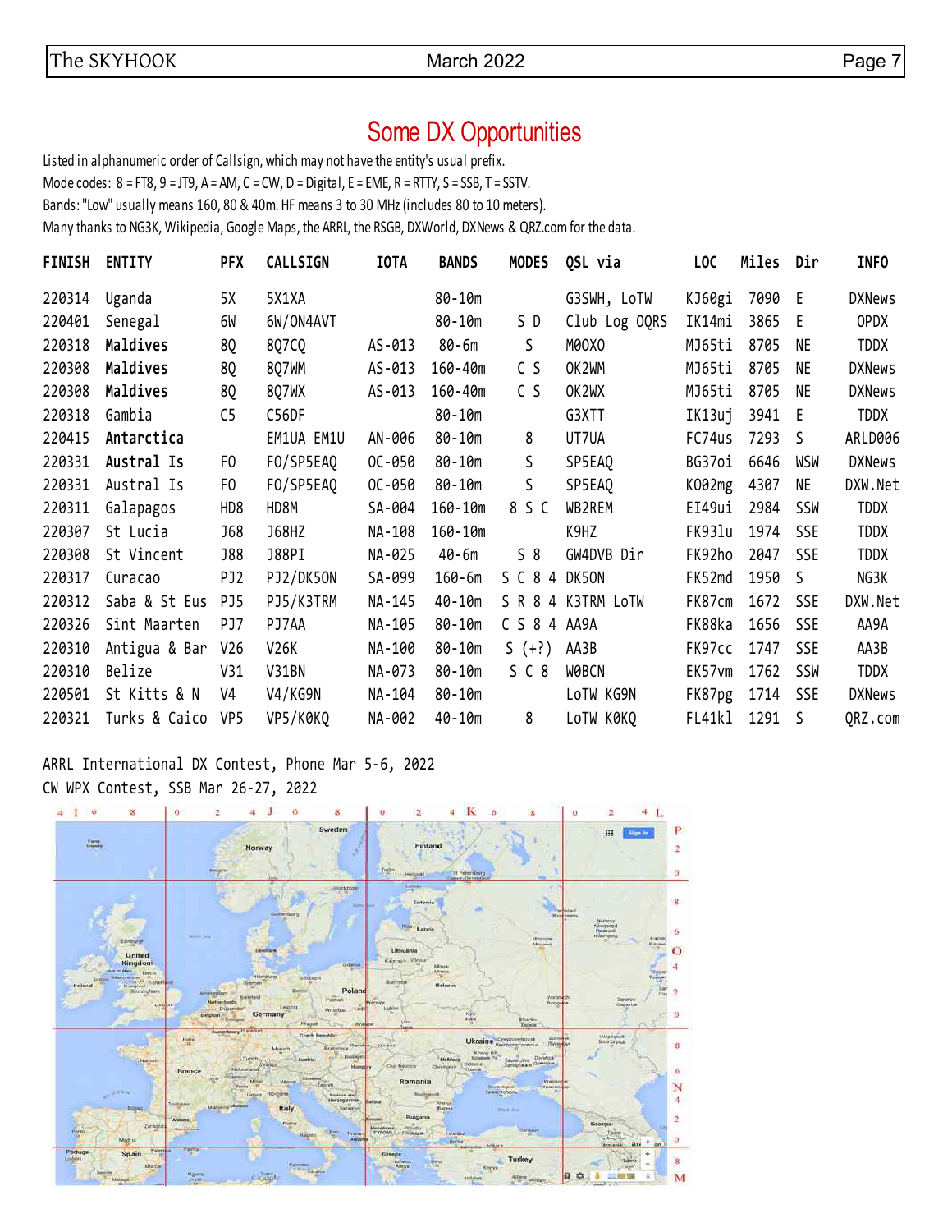# Some DX Opportunities

Listed in alphanumeric order of Callsign, which may not have the entity's usual prefix.
Mode codes: 8 = FT8, 9 = JT9, A = AM, C = CW, D = Digital, E = EME, R = RTTY, S = SSB, T = SSTV.
Bands: "Low" usually means 160, 80 & 40m. HF means 3 to 30 MHz (includes 80 to 10 meters).
Many thanks to NG3K, Wikipedia, Google Maps, the ARRL, the RSGB, DXWorld, DXNews & QRZ.com for the data.

| FINISH | ENTITY | PFX | CALLSIGN | IOTA | BANDS | MODES | QSL via | LOC | Miles | Dir | INFO |
|---|---|---|---|---|---|---|---|---|---|---|---|
| 220314 | Uganda | 5X | 5X1XA | | 80-10m | | G3SWH, LoTW | KJ60gi | 7090 | E | DXNews |
| 220401 | Senegal | 6W | 6W/ON4AVT | | 80-10m | S D | Club Log OQRS | IK14mi | 3865 | E | OPDX |
| 220318 | **Maldives** | 8Q | 8Q7CQ | AS-013 | 80-6m | S | M0OXO | MJ65ti | 8705 | NE | TDDX |
| 220308 | **Maldives** | 8Q | 8Q7WM | AS-013 | 160-40m | C S | OK2WM | MJ65ti | 8705 | NE | DXNews |
| 220308 | **Maldives** | 8Q | 8Q7WX | AS-013 | 160-40m | C S | OK2WX | MJ65ti | 8705 | NE | DXNews |
| 220318 | Gambia | C5 | C56DF | | 80-10m | | G3XTT | IK13uj | 3941 | E | TDDX |
| 220415 | **Antarctica** | | EM1UA EM1U | AN-006 | 80-10m | 8 | UT7UA | FC74us | 7293 | S | ARLD006 |
| 220331 | **Austral Is** | FO | FO/SP5EAQ | OC-050 | 80-10m | S | SP5EAQ | BG37oi | 6646 | WSW | DXNews |
| 220331 | Austral Is | FO | FO/SP5EAQ | OC-050 | 80-10m | S | SP5EAQ | KO02mg | 4307 | NE | DXW.Net |
| 220311 | Galapagos | HD8 | HD8M | SA-004 | 160-10m | 8 S C | WB2REM | EI49ui | 2984 | SSW | TDDX |
| 220307 | St Lucia | J68 | J68HZ | NA-108 | 160-10m | | K9HZ | FK93lu | 1974 | SSE | TDDX |
| 220308 | St Vincent | J88 | J88PI | NA-025 | 40-6m | S 8 | GW4DVB Dir | FK92ho | 2047 | SSE | TDDX |
| 220317 | Curacao | PJ2 | PJ2/DK5ON | SA-099 | 160-6m | S C 8 4 | DK5ON | FK52md | 1950 | S | NG3K |
| 220312 | Saba & St Eus | PJ5 | PJ5/K3TRM | NA-145 | 40-10m | S R 8 4 | K3TRM LoTW | FK87cm | 1672 | SSE | DXW.Net |
| 220326 | Sint Maarten | PJ7 | PJ7AA | NA-105 | 80-10m | C S 8 4 | AA9A | FK88ka | 1656 | SSE | AA9A |
| 220310 | Antigua & Bar | V26 | V26K | NA-100 | 80-10m | S (+?) | AA3B | FK97cc | 1747 | SSE | AA3B |
| 220310 | Belize | V31 | V31BN | NA-073 | 80-10m | S C 8 | W0BCN | EK57vm | 1762 | SSW | TDDX |
| 220501 | St Kitts & N | V4 | V4/KG9N | NA-104 | 80-10m | | LoTW KG9N | FK87pg | 1714 | SSE | DXNews |
| 220321 | Turks & Caico | VP5 | VP5/K0KQ | NA-002 | 40-10m | 8 | LoTW K0KQ | FL41kl | 1291 | S | QRZ.com |

ARRL International DX Contest, Phone Mar 5-6, 2022
CW WPX Contest, SSB Mar 26-27, 2022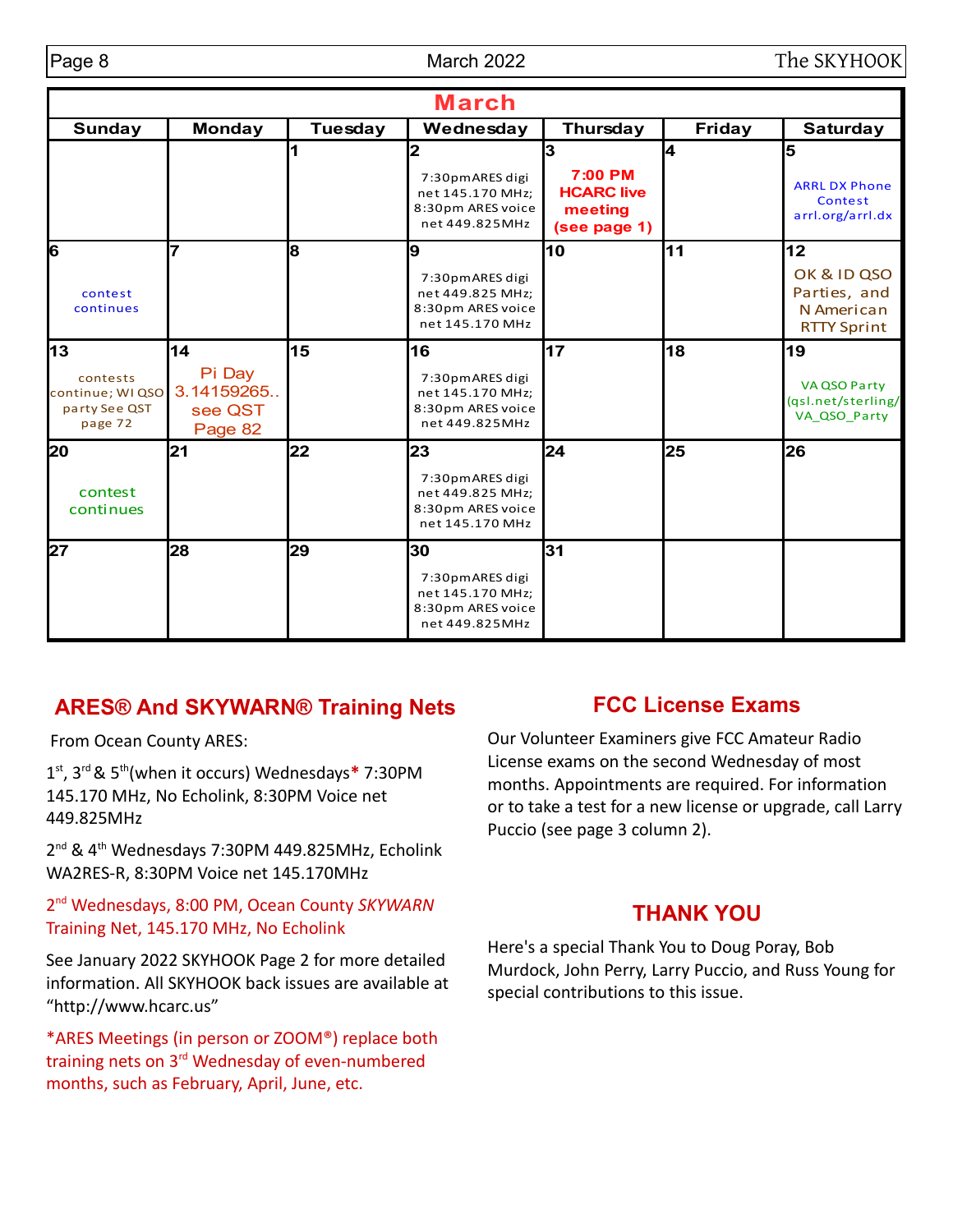## March

| Sunday | Monday | Tuesday | Wednesday | Thursday | Friday | Saturday |
|---|---|---|---|---|---|---|
| | | 1 | 2 7:30pmARES digi net 145.170 MHz; 8:30pm ARES voice net 449.825MHz | 3 **7:00 PM HCARC live meeting (see page 1)** | 4 | 5 ARRL DX Phone Contest arrl.org/arrl.dx |
| 6 contest continues | 7 | 8 | 9 7:30pmARES digi net 449.825 MHz; 8:30pm ARES voice net 145.170 MHz | 10 | 11 | 12 OK & ID QSO Parties, and N American RTTY Sprint |
| 13 contests continue; WI QSO party See QST page 72 | 14 Pi Day 3.14159265.. see QST Page 82 | 15 | 16 7:30pmARES digi net 145.170 MHz; 8:30pm ARES voice net 449.825MHz | 17 | 18 | 19 VA QSO Party (qsl.net/sterling/VA_QSO_Party |
| 20 contest continues | 21 | 22 | 23 7:30pmARES digi net 449.825 MHz; 8:30pm ARES voice net 145.170 MHz | 24 | 25 | 26 |
| 27 | 28 | 29 | 30 7:30pmARES digi net 145.170 MHz; 8:30pm ARES voice net 449.825MHz | 31 | | |

## ARES® And SKYWARN® Training Nets

From Ocean County ARES:

1st, 3rd & 5th(when it occurs) Wednesdays* 7:30PM 145.170 MHz, No Echolink, 8:30PM Voice net 449.825MHz

2nd & 4th Wednesdays 7:30PM 449.825MHz, Echolink WA2RES-R, 8:30PM Voice net 145.170MHz

2nd Wednesdays, 8:00 PM, Ocean County *SKYWARN* Training Net, 145.170 MHz, No Echolink

See January 2022 SKYHOOK Page 2 for more detailed information. All SKYHOOK back issues are available at "http://www.hcarc.us"

*ARES Meetings (in person or ZOOM®) replace both training nets on 3rd Wednesday of even-numbered months, such as February, April, June, etc.

## FCC License Exams

Our Volunteer Examiners give FCC Amateur Radio License exams on the second Wednesday of most months. Appointments are required. For information or to take a test for a new license or upgrade, call Larry Puccio (see page 3 column 2).

## THANK YOU

Here's a special Thank You to Doug Poray, Bob Murdock, John Perry, Larry Puccio, and Russ Young for special contributions to this issue.